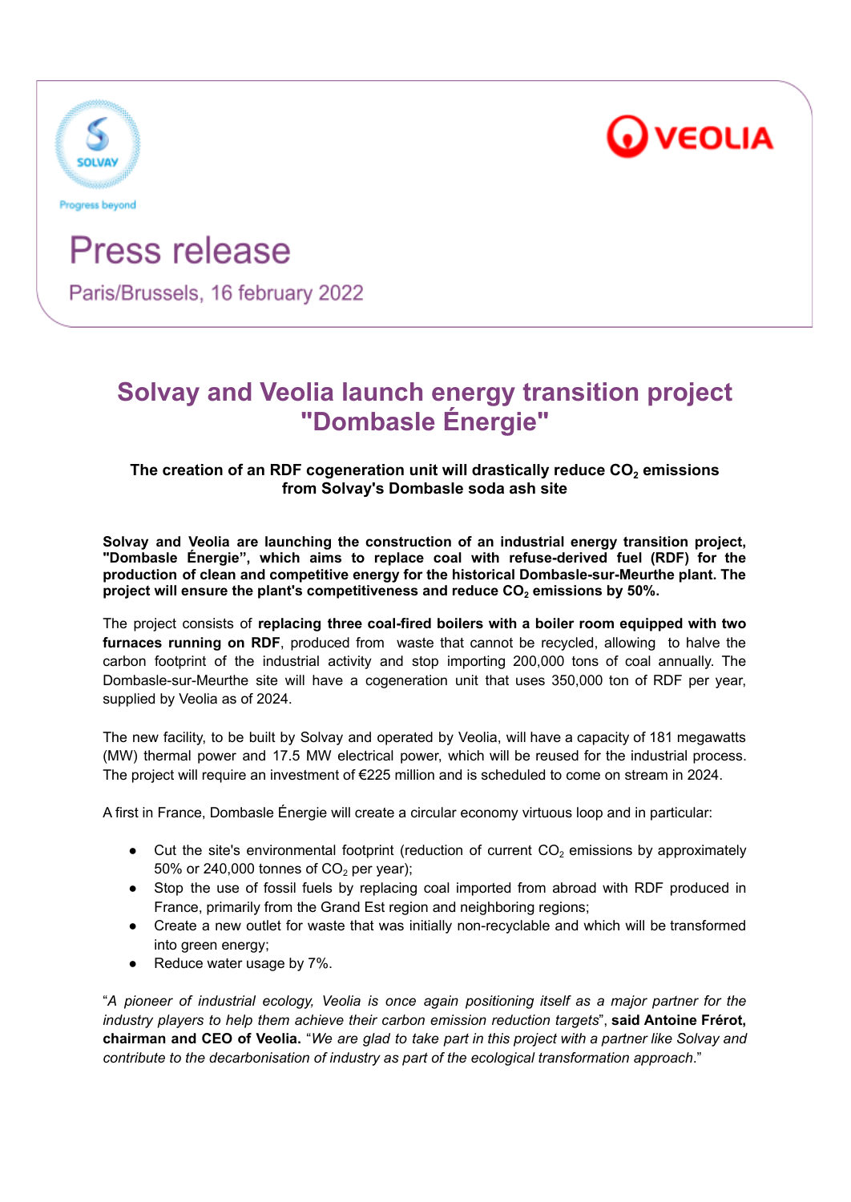# Press release

Paris/Brussels, 16 february 2022

## Solvay and Veolia launch energy transition project "Dombasle Énergie"

**The creation of an RDF cogeneration unit will drastically reduce $CO_2$ emissions from Solvay's Dombasle soda ash site**

**Solvay and Veolia are launching the construction of an industrial energy transition project, "Dombasle Énergie", which aims to replace coal with refuse-derived fuel (RDF) for the production of clean and competitive energy for the historical Dombasle-sur-Meurthe plant. The project will ensure the plant's competitiveness and reduce $CO_2$ emissions by 50%.**

The project consists of **replacing three coal-fired boilers with a boiler room equipped with two furnaces running on RDF**, produced from waste that cannot be recycled, allowing to halve the carbon footprint of the industrial activity and stop importing 200,000 tons of coal annually. The Dombasle-sur-Meurthe site will have a cogeneration unit that uses 350,000 ton of RDF per year, supplied by Veolia as of 2024.

The new facility, to be built by Solvay and operated by Veolia, will have a capacity of 181 megawatts (MW) thermal power and 17.5 MW electrical power, which will be reused for the industrial process. The project will require an investment of €225 million and is scheduled to come on stream in 2024.

A first in France, Dombasle Énergie will create a circular economy virtuous loop and in particular:

- Cut the site's environmental footprint (reduction of current $CO_2$ emissions by approximately 50% or 240,000 tonnes of $CO_2$ per year);
- Stop the use of fossil fuels by replacing coal imported from abroad with RDF produced in France, primarily from the Grand Est region and neighboring regions;
- Create a new outlet for waste that was initially non-recyclable and which will be transformed into green energy;
- Reduce water usage by 7%.

"*A pioneer of industrial ecology, Veolia is once again positioning itself as a major partner for the industry players to help them achieve their carbon emission reduction targets*", **said Antoine Frérot, chairman and CEO of Veolia.** "*We are glad to take part in this project with a partner like Solvay and contribute to the decarbonisation of industry as part of the ecological transformation approach.*"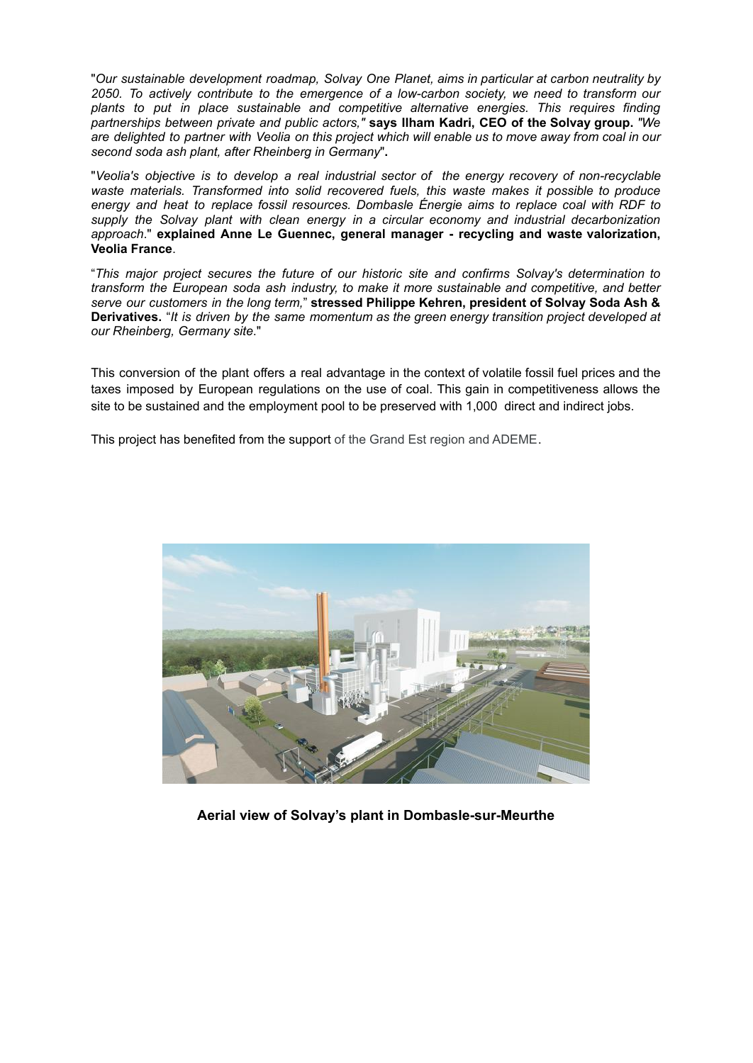"*Our sustainable development roadmap, Solvay One Planet, aims in particular at carbon neutrality by 2050. To actively contribute to the emergence of a low-carbon society, we need to transform our plants to put in place sustainable and competitive alternative energies. This requires finding partnerships between private and public actors,"* **says Ilham Kadri, CEO of the Solvay group.** *"We are delighted to partner with Veolia on this project which will enable us to move away from coal in our second soda ash plant, after Rheinberg in Germany*"**.**

"*Veolia's objective is to develop a real industrial sector of the energy recovery of non-recyclable waste materials. Transformed into solid recovered fuels, this waste makes it possible to produce energy and heat to replace fossil resources. Dombasle Énergie aims to replace coal with RDF to supply the Solvay plant with clean energy in a circular economy and industrial decarbonization approach*." **explained Anne Le Guennec, general manager - recycling and waste valorization, Veolia France**.

"*This major project secures the future of our historic site and confirms Solvay's determination to transform the European soda ash industry, to make it more sustainable and competitive, and better serve our customers in the long term,*" **stressed Philippe Kehren, president of Solvay Soda Ash & Derivatives.** "*It is driven by the same momentum as the green energy transition project developed at our Rheinberg, Germany site*."

This conversion of the plant offers a real advantage in the context of volatile fossil fuel prices and the taxes imposed by European regulations on the use of coal. This gain in competitiveness allows the site to be sustained and the employment pool to be preserved with 1,000 direct and indirect jobs.

This project has benefited from the support of the Grand Est region and ADEME.

**Aerial view of Solvay's plant in Dombasle-sur-Meurthe**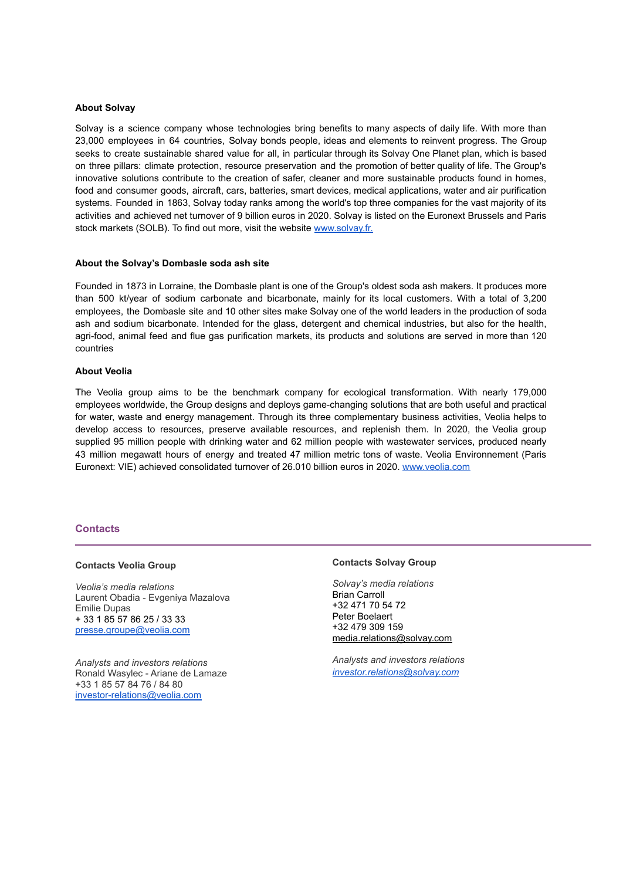**About Solvay**

Solvay is a science company whose technologies bring benefits to many aspects of daily life. With more than 23,000 employees in 64 countries, Solvay bonds people, ideas and elements to reinvent progress. The Group seeks to create sustainable shared value for all, in particular through its Solvay One Planet plan, which is based on three pillars: climate protection, resource preservation and the promotion of better quality of life. The Group's innovative solutions contribute to the creation of safer, cleaner and more sustainable products found in homes, food and consumer goods, aircraft, cars, batteries, smart devices, medical applications, water and air purification systems. Founded in 1863, Solvay today ranks among the world's top three companies for the vast majority of its activities and achieved net turnover of 9 billion euros in 2020. Solvay is listed on the Euronext Brussels and Paris stock markets (SOLB). To find out more, visit the website [www.solvay.fr.](http://www.solvay.fr)

**About the Solvay's Dombasle soda ash site**

Founded in 1873 in Lorraine, the Dombasle plant is one of the Group's oldest soda ash makers. It produces more than 500 kt/year of sodium carbonate and bicarbonate, mainly for its local customers. With a total of 3,200 employees, the Dombasle site and 10 other sites make Solvay one of the world leaders in the production of soda ash and sodium bicarbonate. Intended for the glass, detergent and chemical industries, but also for the health, agri-food, animal feed and flue gas purification markets, its products and solutions are served in more than 120 countries

**About Veolia**

The Veolia group aims to be the benchmark company for ecological transformation. With nearly 179,000 employees worldwide, the Group designs and deploys game-changing solutions that are both useful and practical for water, waste and energy management. Through its three complementary business activities, Veolia helps to develop access to resources, preserve available resources, and replenish them. In 2020, the Veolia group supplied 95 million people with drinking water and 62 million people with wastewater services, produced nearly 43 million megawatt hours of energy and treated 47 million metric tons of waste. Veolia Environnement (Paris Euronext: VIE) achieved consolidated turnover of 26.010 billion euros in 2020. [www.veolia.com](http://www.veolia.com)

## Contacts

**Contacts Veolia Group**

*Veolia's media relations*
Laurent Obadia - Evgeniya Mazalova
Emilie Dupas
+ 33 1 85 57 86 25 / 33 33
[presse.groupe@veolia.com](mailto:presse.groupe@veolia.com)

*Analysts and investors relations*
Ronald Wasylec - Ariane de Lamaze
+33 1 85 57 84 76 / 84 80
[investor-relations@veolia.com](mailto:investor-relations@veolia.com)

**Contacts Solvay Group**

*Solvay's media relations*
Brian Carroll
+32 471 70 54 72
Peter Boelaert
+32 479 309 159
media.relations@solvay.com

*Analysts and investors relations*
*[investor.relations@solvay.com](mailto:investor.relations@solvay.com)*